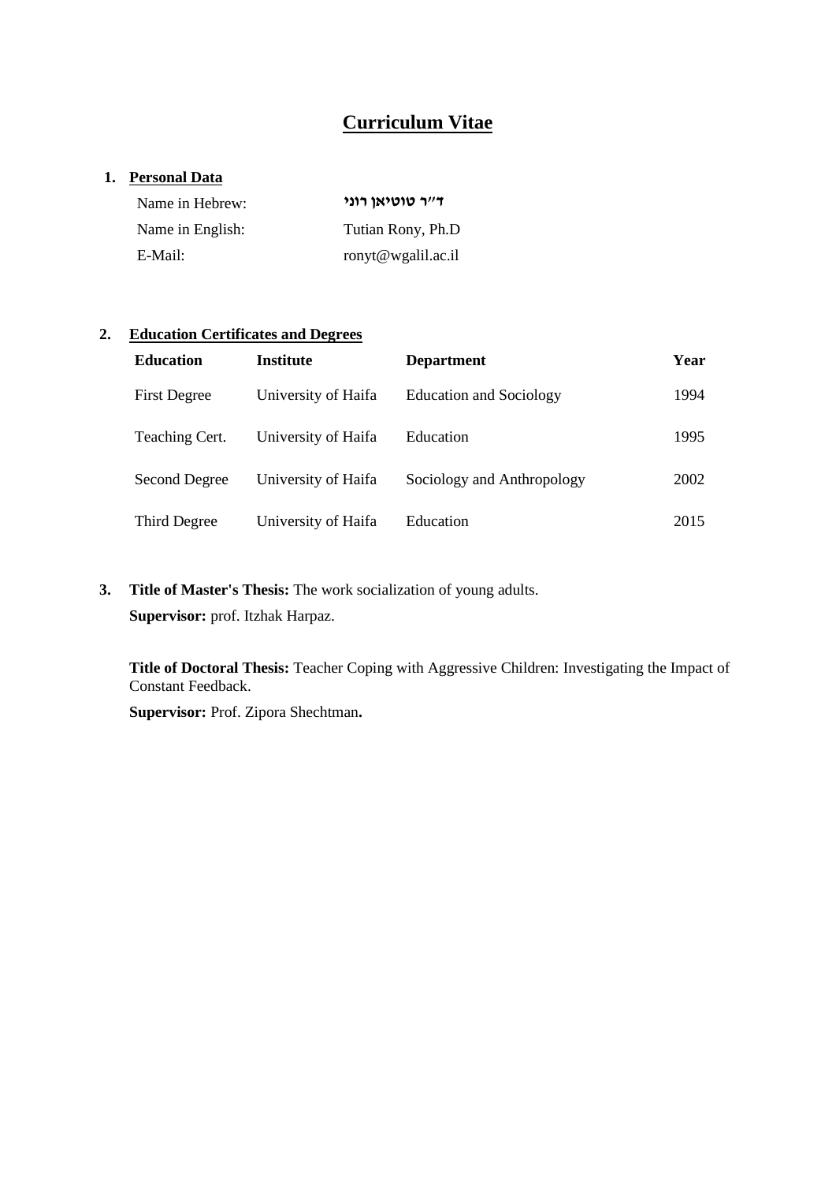# Curriculum Vitae

## 1. Personal Data

| | |
|---|---|
| Name in Hebrew: | **ד"ר טוטיאן רוני** |
| Name in English: | Tutian Rony, Ph.D |
| E-Mail: | ronyt@wgalil.ac.il |

## 2. Education Certificates and Degrees

| Education | Institute | Department | Year |
|---|---|---|---|
| First Degree | University of Haifa | Education and Sociology | 1994 |
| Teaching Cert. | University of Haifa | Education | 1995 |
| Second Degree | University of Haifa | Sociology and Anthropology | 2002 |
| Third Degree | University of Haifa | Education | 2015 |

**3. Title of Master's Thesis:** The work socialization of young adults.

**Supervisor:** prof. Itzhak Harpaz.

**Title of Doctoral Thesis:** Teacher Coping with Aggressive Children: Investigating the Impact of Constant Feedback.

**Supervisor:** Prof. Zipora Shechtman**.**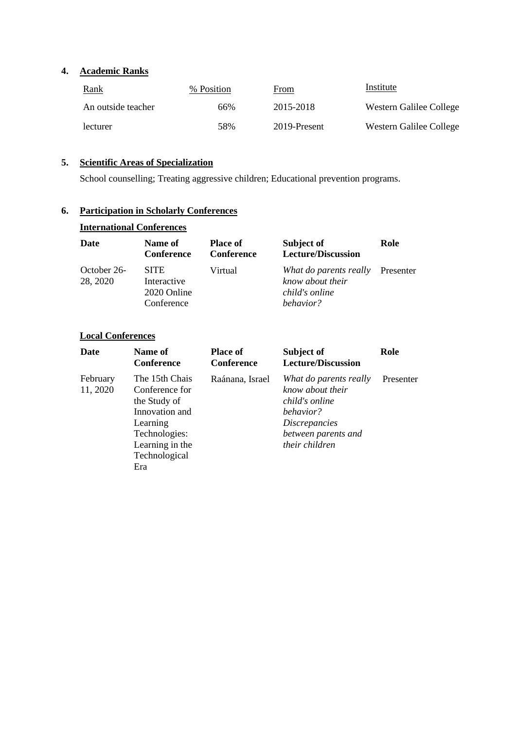**4. Academic Ranks**

| Rank | % Position | From | Institute |
|---|---|---|---|
| An outside teacher | 66% | 2015-2018 | Western Galilee College |
| lecturer | 58% | 2019-Present | Western Galilee College |

**5. Scientific Areas of Specialization**

School counselling; Treating aggressive children; Educational prevention programs.

**6. Participation in Scholarly Conferences**

**International Conferences**

| Date | Name of Conference | Place of Conference | Subject of Lecture/Discussion | Role |
|---|---|---|---|---|
| October 26-28, 2020 | SITE Interactive 2020 Online Conference | Virtual | *What do parents really know about their child's online behavior?* | Presenter |

**Local Conferences**

| Date | Name of Conference | Place of Conference | Subject of Lecture/Discussion | Role |
|---|---|---|---|---|
| February 11, 2020 | The 15th Chais Conference for the Study of Innovation and Learning Technologies: Learning in the Technological Era | Raánana, Israel | *What do parents really know about their child's online behavior? Discrepancies between parents and their children* | Presenter |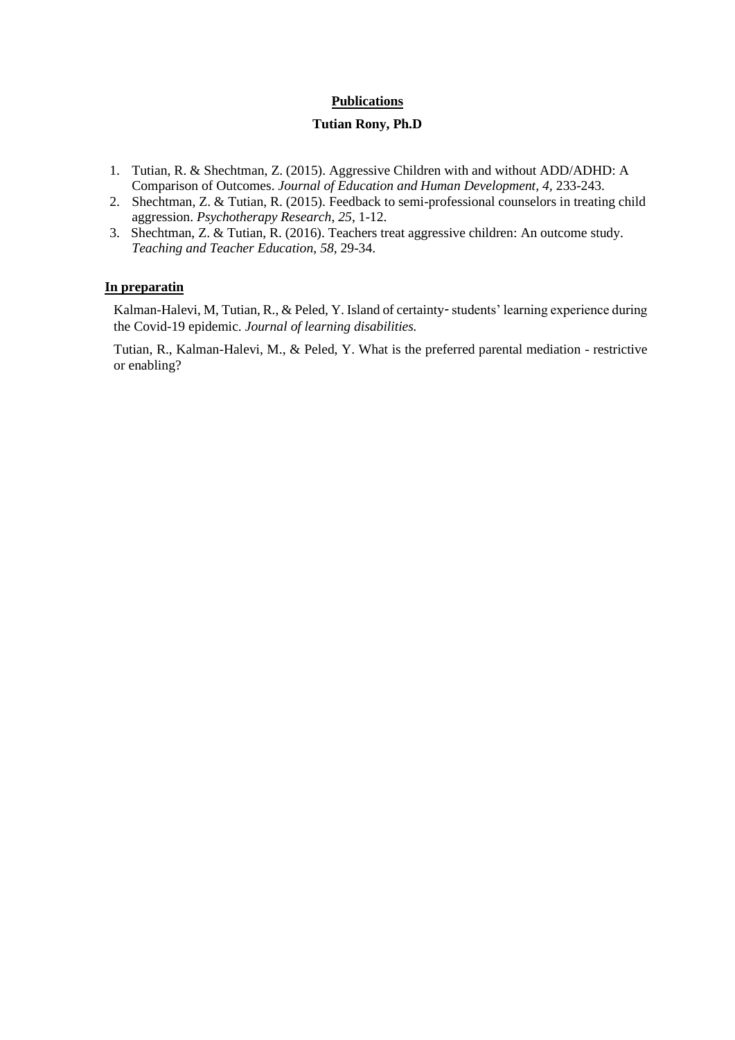**Publications**

**Tutian Rony, Ph.D**

1. Tutian, R. & Shechtman, Z. (2015). Aggressive Children with and without ADD/ADHD: A Comparison of Outcomes. *Journal of Education and Human Development, 4*, 233-243.
2. Shechtman, Z. & Tutian, R. (2015). Feedback to semi-professional counselors in treating child aggression. *Psychotherapy Research*, *25*, 1-12.
3. Shechtman, Z. & Tutian, R. (2016). Teachers treat aggressive children: An outcome study. *Teaching and Teacher Education*, *58*, 29-34.

**In preparatin**

Kalman-Halevi, M, Tutian, R., & Peled, Y. Island of certainty- students' learning experience during the Covid-19 epidemic. *Journal of learning disabilities.*

Tutian, R., Kalman-Halevi, M., & Peled, Y. What is the preferred parental mediation - restrictive or enabling?